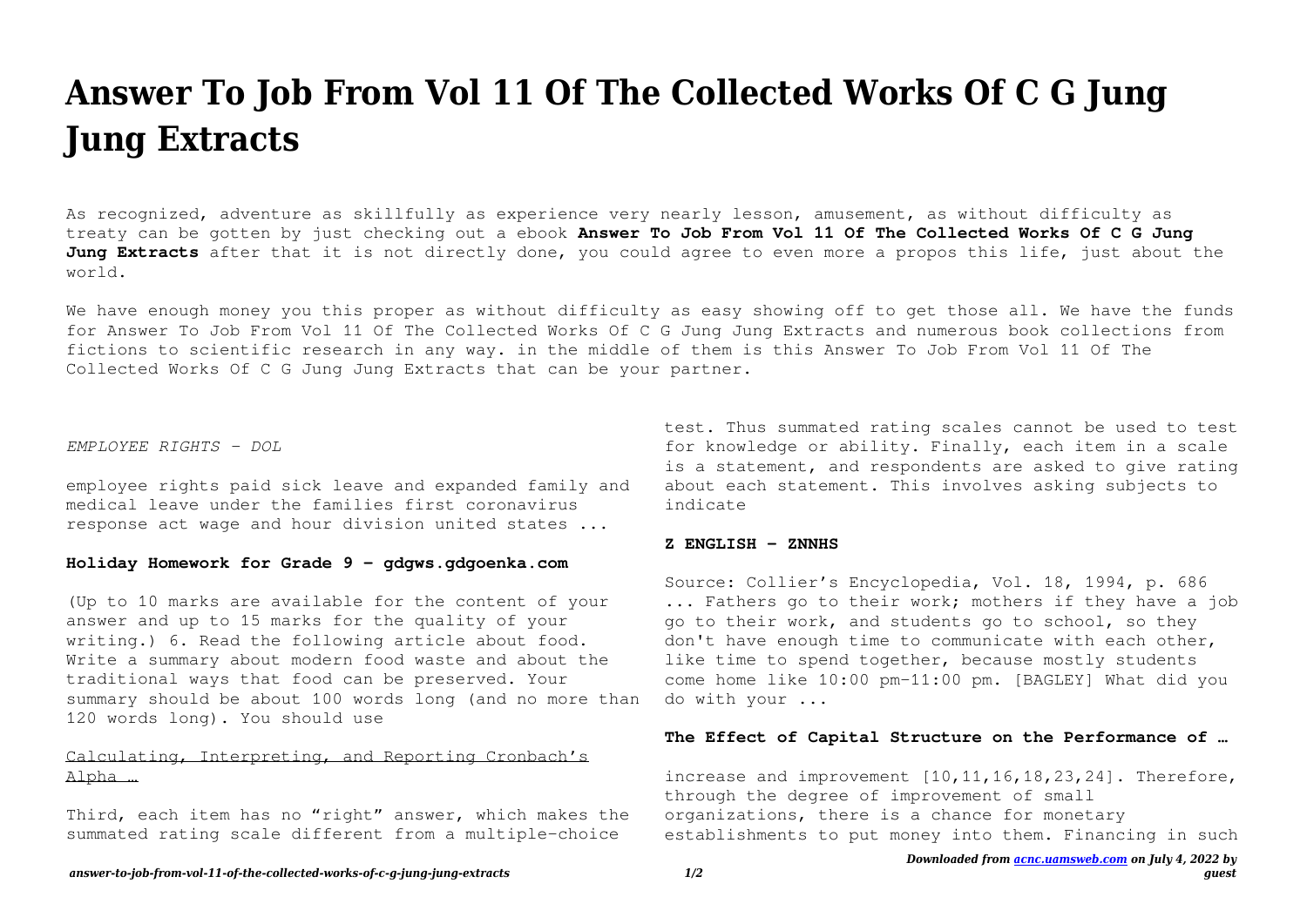# Answer To Job From Vol 11 Of The Collected Works Of C G Jung Jung Extracts

As recognized, adventure as skillfully as experience very nearly lesson, amusement, as without difficulty as treaty can be gotten by just checking out a ebook **Answer To Job From Vol 11 Of The Collected Works Of C G Jung Jung Extracts** after that it is not directly done, you could agree to even more a propos this life, just about the world.

We have enough money you this proper as without difficulty as easy showing off to get those all. We have the funds for Answer To Job From Vol 11 Of The Collected Works Of C G Jung Jung Extracts and numerous book collections from fictions to scientific research in any way. in the middle of them is this Answer To Job From Vol 11 Of The Collected Works Of C G Jung Jung Extracts that can be your partner.

*EMPLOYEE RIGHTS - DOL*

employee rights paid sick leave and expanded family and medical leave under the families first coronavirus response act wage and hour division united states ...

**Holiday Homework for Grade 9 - gdgws.gdgoenka.com**

(Up to 10 marks are available for the content of your answer and up to 15 marks for the quality of your writing.) 6. Read the following article about food. Write a summary about modern food waste and about the traditional ways that food can be preserved. Your summary should be about 100 words long (and no more than 120 words long). You should use

Calculating, Interpreting, and Reporting Cronbach's Alpha …

Third, each item has no "right" answer, which makes the summated rating scale different from a multiple-choice test. Thus summated rating scales cannot be used to test for knowledge or ability. Finally, each item in a scale is a statement, and respondents are asked to give rating about each statement. This involves asking subjects to indicate

**Z ENGLISH - ZNNHS**

Source: Collier's Encyclopedia, Vol. 18, 1994, p. 686 ... Fathers go to their work; mothers if they have a job go to their work, and students go to school, so they don't have enough time to communicate with each other, like time to spend together, because mostly students come home like 10:00 pm-11:00 pm. [BAGLEY] What did you do with your ...

**The Effect of Capital Structure on the Performance of …**

increase and improvement [10,11,16,18,23,24]. Therefore, through the degree of improvement of small organizations, there is a chance for monetary establishments to put money into them. Financing in such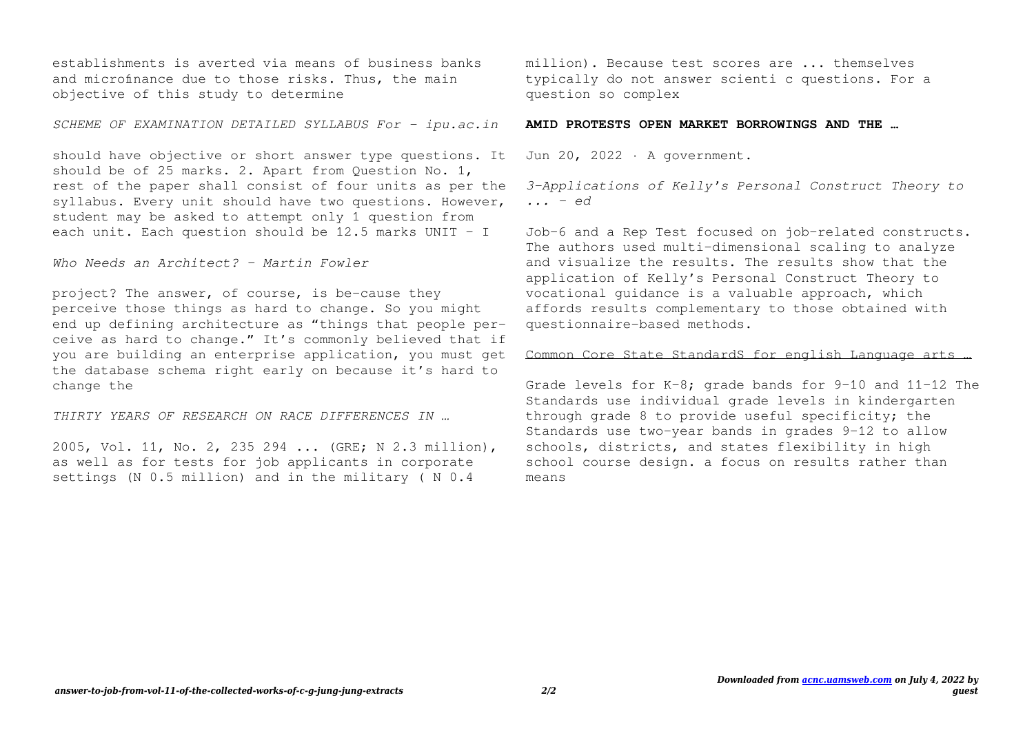establishments is averted via means of business banks and microfinance due to those risks. Thus, the main objective of this study to determine

*SCHEME OF EXAMINATION DETAILED SYLLABUS For - ipu.ac.in*

should have objective or short answer type questions. It should be of 25 marks. 2. Apart from Question No. 1, rest of the paper shall consist of four units as per the syllabus. Every unit should have two questions. However, student may be asked to attempt only 1 question from each unit. Each question should be 12.5 marks UNIT – I

*Who Needs an Architect? - Martin Fowler*

project? The answer, of course, is be-cause they perceive those things as hard to change. So you might end up defining architecture as "things that people per-ceive as hard to change." It's commonly believed that if you are building an enterprise application, you must get the database schema right early on because it's hard to change the

*THIRTY YEARS OF RESEARCH ON RACE DIFFERENCES IN …*

2005, Vol. 11, No. 2, 235 294 ... (GRE; N 2.3 million), as well as for tests for job applicants in corporate settings (N 0.5 million) and in the military ( N 0.4 million). Because test scores are ... themselves typically do not answer scienti c questions. For a question so complex

**AMID PROTESTS OPEN MARKET BORROWINGS AND THE …**

Jun 20, 2022 · A government.

*3-Applications of Kelly's Personal Construct Theory to ... - ed*

Job-6 and a Rep Test focused on job-related constructs. The authors used multi-dimensional scaling to analyze and visualize the results. The results show that the application of Kelly's Personal Construct Theory to vocational guidance is a valuable approach, which affords results complementary to those obtained with questionnaire-based methods.

Common Core State StandardS for english Language arts …

Grade levels for K–8; grade bands for 9–10 and 11–12 The Standards use individual grade levels in kindergarten through grade 8 to provide useful specificity; the Standards use two-year bands in grades 9–12 to allow schools, districts, and states flexibility in high school course design. a focus on results rather than means